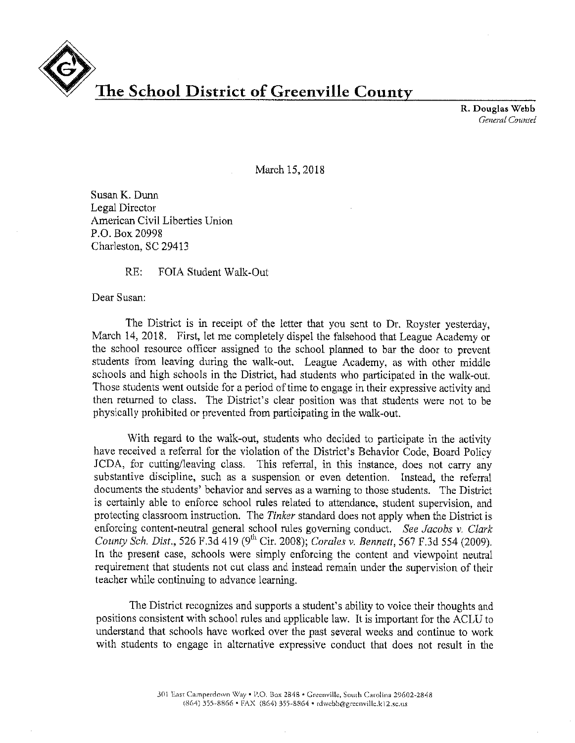# The School District of Greenville County

**R. Douglas Webb**
*General Counsel*

March 15, 2018

Susan K. Dunn
Legal Director
American Civil Liberties Union
P.O. Box 20998
Charleston, SC 29413

RE: FOIA Student Walk-Out

Dear Susan:

The District is in receipt of the letter that you sent to Dr. Royster yesterday, March 14, 2018. First, let me completely dispel the falsehood that League Academy or the school resource officer assigned to the school planned to bar the door to prevent students from leaving during the walk-out. League Academy, as with other middle schools and high schools in the District, had students who participated in the walk-out. Those students went outside for a period of time to engage in their expressive activity and then returned to class. The District's clear position was that students were not to be physically prohibited or prevented from participating in the walk-out.

With regard to the walk-out, students who decided to participate in the activity have received a referral for the violation of the District's Behavior Code, Board Policy JCDA, for cutting/leaving class. This referral, in this instance, does not carry any substantive discipline, such as a suspension or even detention. Instead, the referral documents the students' behavior and serves as a warning to those students. The District is certainly able to enforce school rules related to attendance, student supervision, and protecting classroom instruction. The *Tinker* standard does not apply when the District is enforcing content-neutral general school rules governing conduct. *See Jacobs v. Clark County Sch. Dist.*, 526 F.3d 419 (9th Cir. 2008); *Corales v. Bennett*, 567 F.3d 554 (2009). In the present case, schools were simply enforcing the content and viewpoint neutral requirement that students not cut class and instead remain under the supervision of their teacher while continuing to advance learning.

The District recognizes and supports a student's ability to voice their thoughts and positions consistent with school rules and applicable law. It is important for the ACLU to understand that schools have worked over the past several weeks and continue to work with students to engage in alternative expressive conduct that does not result in the

301 East Camperdown Way • P.O. Box 2848 • Greenville, South Carolina 29602-2848
(864) 355-8866 • FAX (864) 355-8864 • rdwebb@greenville.k12.sc.us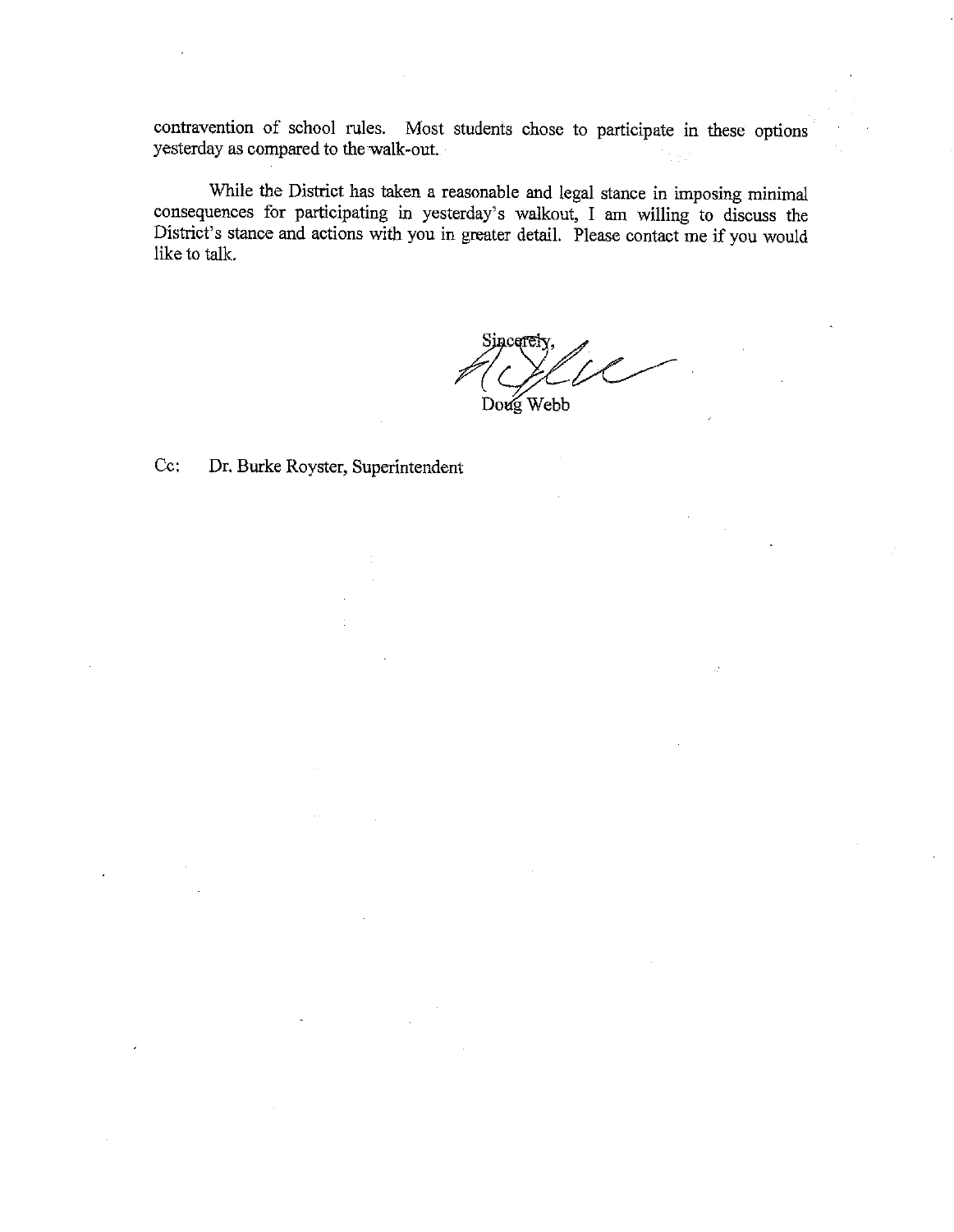contravention of school rules. Most students chose to participate in these options yesterday as compared to the walk-out.

While the District has taken a reasonable and legal stance in imposing minimal consequences for participating in yesterday's walkout, I am willing to discuss the District's stance and actions with you in greater detail. Please contact me if you would like to talk.

Sincerely,

Doug Webb

Cc: Dr. Burke Royster, Superintendent